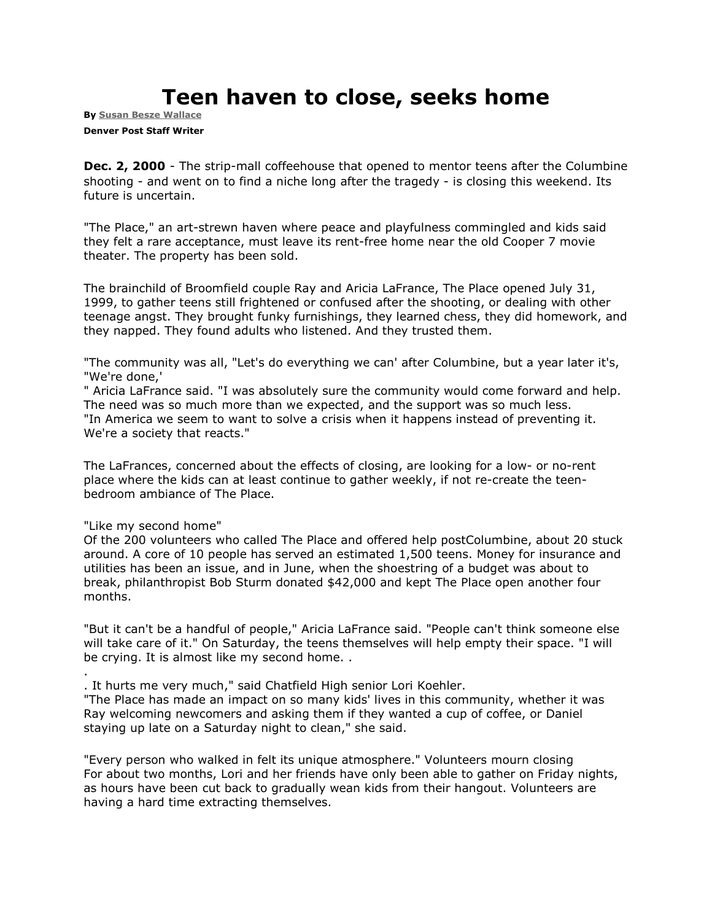# Teen haven to close, seeks home

**By** Susan Besze Wallace

**Denver Post Staff Writer**

**Dec. 2, 2000** - The strip-mall coffeehouse that opened to mentor teens after the Columbine shooting - and went on to find a niche long after the tragedy - is closing this weekend. Its future is uncertain.

"The Place," an art-strewn haven where peace and playfulness commingled and kids said they felt a rare acceptance, must leave its rent-free home near the old Cooper 7 movie theater. The property has been sold.

The brainchild of Broomfield couple Ray and Aricia LaFrance, The Place opened July 31, 1999, to gather teens still frightened or confused after the shooting, or dealing with other teenage angst. They brought funky furnishings, they learned chess, they did homework, and they napped. They found adults who listened. And they trusted them.

"The community was all, "Let's do everything we can' after Columbine, but a year later it's, "We're done,'
" Aricia LaFrance said. "I was absolutely sure the community would come forward and help. The need was so much more than we expected, and the support was so much less.
"In America we seem to want to solve a crisis when it happens instead of preventing it. We're a society that reacts."

The LaFrances, concerned about the effects of closing, are looking for a low- or no-rent place where the kids can at least continue to gather weekly, if not re-create the teen-bedroom ambiance of The Place.

"Like my second home"
Of the 200 volunteers who called The Place and offered help postColumbine, about 20 stuck around. A core of 10 people has served an estimated 1,500 teens. Money for insurance and utilities has been an issue, and in June, when the shoestring of a budget was about to break, philanthropist Bob Sturm donated $42,000 and kept The Place open another four months.

"But it can't be a handful of people," Aricia LaFrance said. "People can't think someone else will take care of it." On Saturday, the teens themselves will help empty their space. "I will be crying. It is almost like my second home. .
.
. It hurts me very much," said Chatfield High senior Lori Koehler.
"The Place has made an impact on so many kids' lives in this community, whether it was Ray welcoming newcomers and asking them if they wanted a cup of coffee, or Daniel staying up late on a Saturday night to clean," she said.

"Every person who walked in felt its unique atmosphere." Volunteers mourn closing
For about two months, Lori and her friends have only been able to gather on Friday nights, as hours have been cut back to gradually wean kids from their hangout. Volunteers are having a hard time extracting themselves.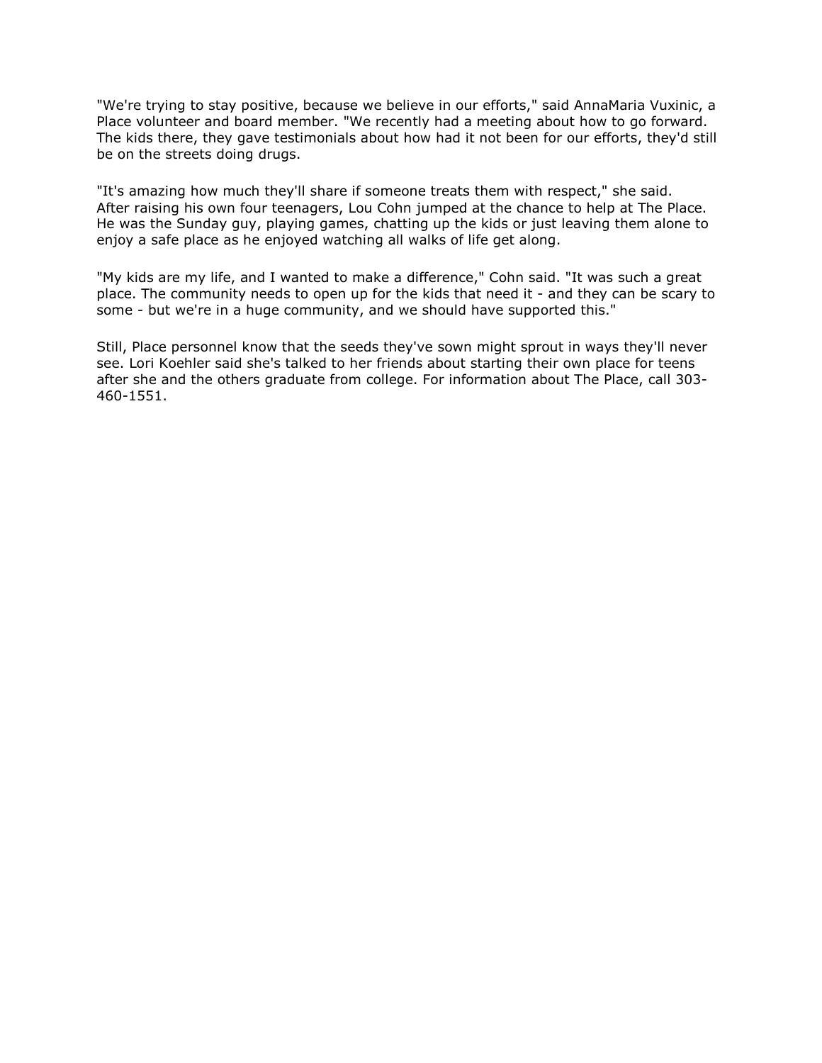"We're trying to stay positive, because we believe in our efforts," said AnnaMaria Vuxinic, a Place volunteer and board member. "We recently had a meeting about how to go forward. The kids there, they gave testimonials about how had it not been for our efforts, they'd still be on the streets doing drugs.

"It's amazing how much they'll share if someone treats them with respect," she said. After raising his own four teenagers, Lou Cohn jumped at the chance to help at The Place. He was the Sunday guy, playing games, chatting up the kids or just leaving them alone to enjoy a safe place as he enjoyed watching all walks of life get along.

"My kids are my life, and I wanted to make a difference," Cohn said. "It was such a great place. The community needs to open up for the kids that need it - and they can be scary to some - but we're in a huge community, and we should have supported this."

Still, Place personnel know that the seeds they've sown might sprout in ways they'll never see. Lori Koehler said she's talked to her friends about starting their own place for teens after she and the others graduate from college. For information about The Place, call 303-460-1551.